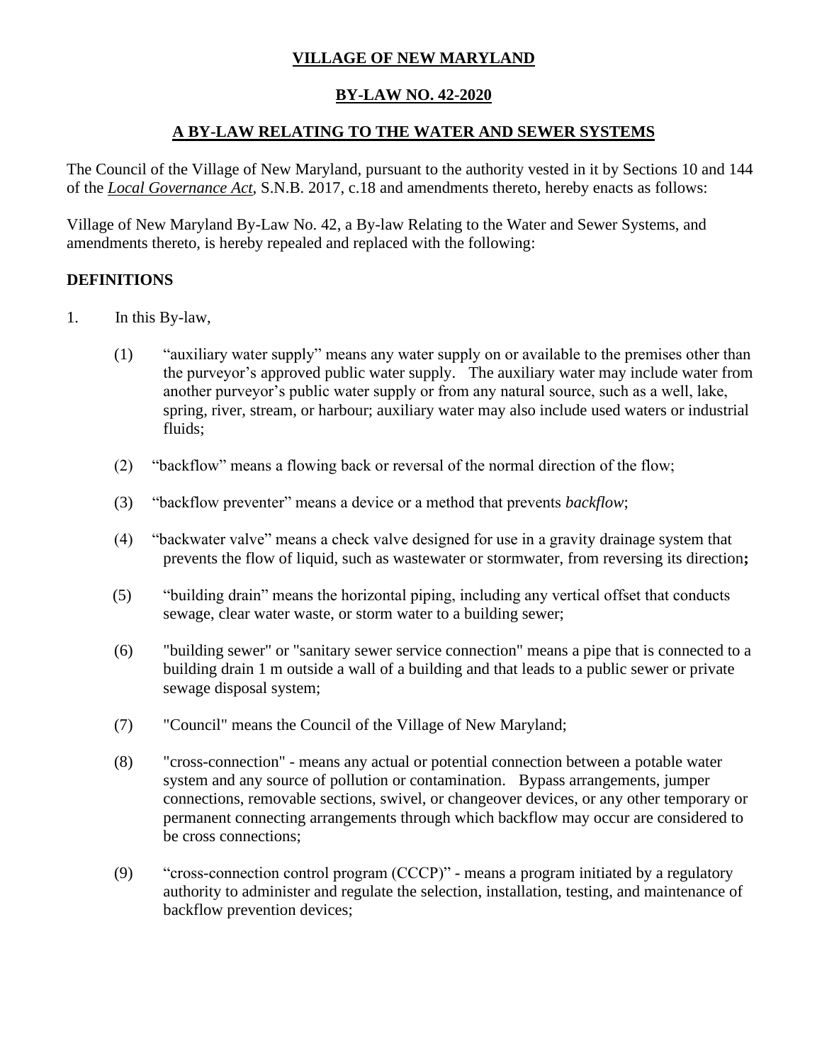# **VILLAGE OF NEW MARYLAND**

## **BY-LAW NO. 42-2020**

## **A BY-LAW RELATING TO THE WATER AND SEWER SYSTEMS**

The Council of the Village of New Maryland, pursuant to the authority vested in it by Sections 10 and 144 of the ***Local Governance Act***, S.N.B. 2017, c.18 and amendments thereto, hereby enacts as follows:

Village of New Maryland By-Law No. 42, a By-law Relating to the Water and Sewer Systems, and amendments thereto, is hereby repealed and replaced with the following:

### **DEFINITIONS**

1. In this By-law,

   (1) "auxiliary water supply" means any water supply on or available to the premises other than the purveyor's approved public water supply. The auxiliary water may include water from another purveyor's public water supply or from any natural source, such as a well, lake, spring, river, stream, or harbour; auxiliary water may also include used waters or industrial fluids;

   (2) "backflow" means a flowing back or reversal of the normal direction of the flow;

   (3) "backflow preventer" means a device or a method that prevents *backflow*;

   (4) "backwater valve" means a check valve designed for use in a gravity drainage system that prevents the flow of liquid, such as wastewater or stormwater, from reversing its direction**;**

   (5) "building drain" means the horizontal piping, including any vertical offset that conducts sewage, clear water waste, or storm water to a building sewer;

   (6) "building sewer" or "sanitary sewer service connection" means a pipe that is connected to a building drain 1 m outside a wall of a building and that leads to a public sewer or private sewage disposal system;

   (7) "Council" means the Council of the Village of New Maryland;

   (8) "cross-connection" - means any actual or potential connection between a potable water system and any source of pollution or contamination. Bypass arrangements, jumper connections, removable sections, swivel, or changeover devices, or any other temporary or permanent connecting arrangements through which backflow may occur are considered to be cross connections;

   (9) "cross-connection control program (CCCP)" - means a program initiated by a regulatory authority to administer and regulate the selection, installation, testing, and maintenance of backflow prevention devices;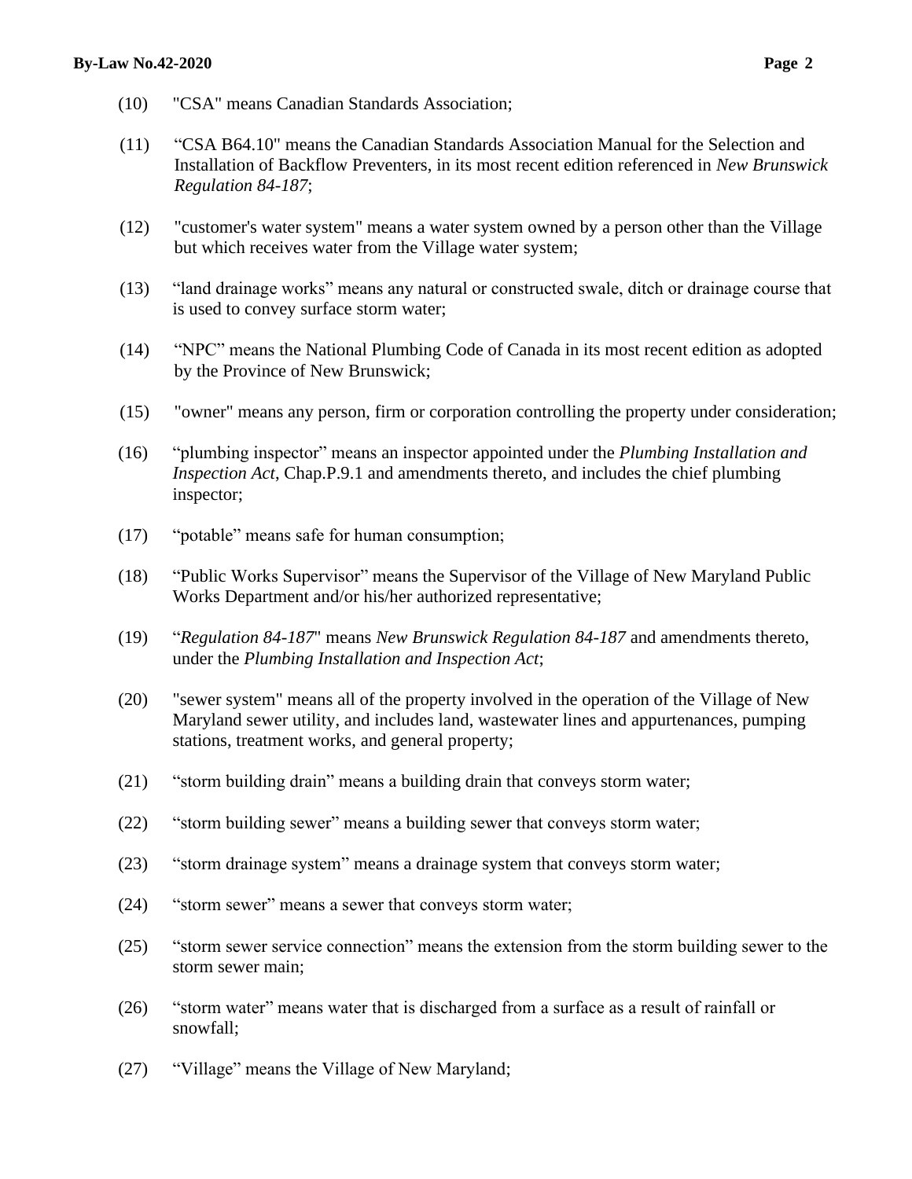(10) "CSA" means Canadian Standards Association;

(11) "CSA B64.10" means the Canadian Standards Association Manual for the Selection and Installation of Backflow Preventers, in its most recent edition referenced in *New Brunswick Regulation 84-187*;

(12) "customer's water system" means a water system owned by a person other than the Village but which receives water from the Village water system;

(13) "land drainage works" means any natural or constructed swale, ditch or drainage course that is used to convey surface storm water;

(14) "NPC" means the National Plumbing Code of Canada in its most recent edition as adopted by the Province of New Brunswick;

(15) "owner" means any person, firm or corporation controlling the property under consideration;

(16) "plumbing inspector" means an inspector appointed under the *Plumbing Installation and Inspection Act*, Chap.P.9.1 and amendments thereto, and includes the chief plumbing inspector;

(17) "potable" means safe for human consumption;

(18) "Public Works Supervisor" means the Supervisor of the Village of New Maryland Public Works Department and/or his/her authorized representative;

(19) "*Regulation 84-187*" means *New Brunswick Regulation 84-187* and amendments thereto, under the *Plumbing Installation and Inspection Act*;

(20) "sewer system" means all of the property involved in the operation of the Village of New Maryland sewer utility, and includes land, wastewater lines and appurtenances, pumping stations, treatment works, and general property;

(21) "storm building drain" means a building drain that conveys storm water;

(22) "storm building sewer" means a building sewer that conveys storm water;

(23) "storm drainage system" means a drainage system that conveys storm water;

(24) "storm sewer" means a sewer that conveys storm water;

(25) "storm sewer service connection" means the extension from the storm building sewer to the storm sewer main;

(26) "storm water" means water that is discharged from a surface as a result of rainfall or snowfall;

(27) "Village" means the Village of New Maryland;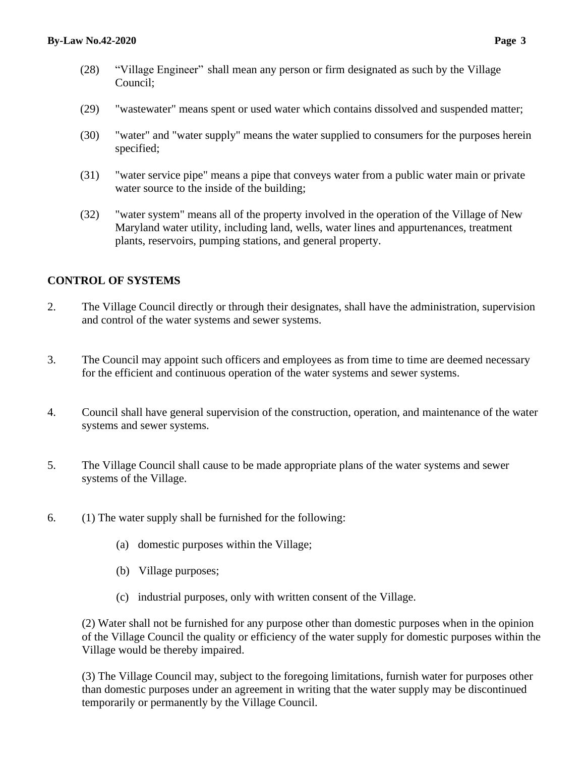(28) “Village Engineer” shall mean any person or firm designated as such by the Village Council;

(29) "wastewater" means spent or used water which contains dissolved and suspended matter;

(30) "water" and "water supply" means the water supplied to consumers for the purposes herein specified;

(31) "water service pipe" means a pipe that conveys water from a public water main or private water source to the inside of the building;

(32) "water system" means all of the property involved in the operation of the Village of New Maryland water utility, including land, wells, water lines and appurtenances, treatment plants, reservoirs, pumping stations, and general property.

## CONTROL OF SYSTEMS

2. The Village Council directly or through their designates, shall have the administration, supervision and control of the water systems and sewer systems.

3. The Council may appoint such officers and employees as from time to time are deemed necessary for the efficient and continuous operation of the water systems and sewer systems.

4. Council shall have general supervision of the construction, operation, and maintenance of the water systems and sewer systems.

5. The Village Council shall cause to be made appropriate plans of the water systems and sewer systems of the Village.

6. (1) The water supply shall be furnished for the following:

   (a) domestic purposes within the Village;

   (b) Village purposes;

   (c) industrial purposes, only with written consent of the Village.

   (2) Water shall not be furnished for any purpose other than domestic purposes when in the opinion of the Village Council the quality or efficiency of the water supply for domestic purposes within the Village would be thereby impaired.

   (3) The Village Council may, subject to the foregoing limitations, furnish water for purposes other than domestic purposes under an agreement in writing that the water supply may be discontinued temporarily or permanently by the Village Council.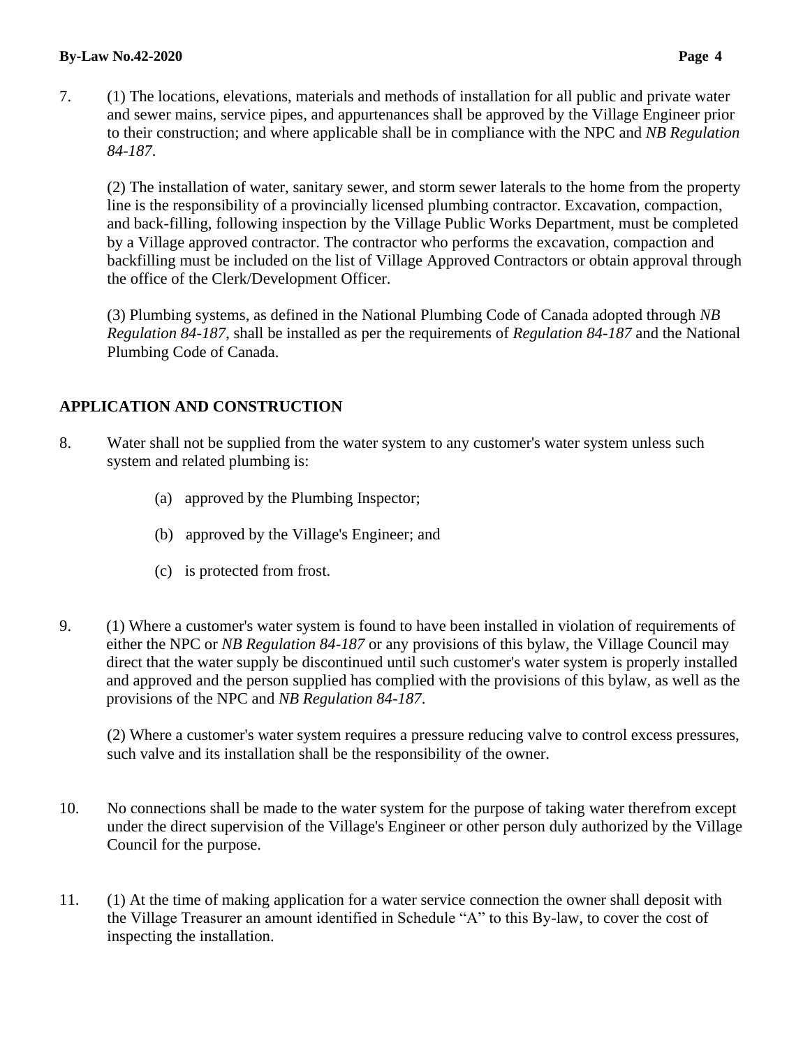7. (1) The locations, elevations, materials and methods of installation for all public and private water and sewer mains, service pipes, and appurtenances shall be approved by the Village Engineer prior to their construction; and where applicable shall be in compliance with the NPC and *NB Regulation 84-187*.

(2) The installation of water, sanitary sewer, and storm sewer laterals to the home from the property line is the responsibility of a provincially licensed plumbing contractor. Excavation, compaction, and back-filling, following inspection by the Village Public Works Department, must be completed by a Village approved contractor. The contractor who performs the excavation, compaction and backfilling must be included on the list of Village Approved Contractors or obtain approval through the office of the Clerk/Development Officer.

(3) Plumbing systems, as defined in the National Plumbing Code of Canada adopted through *NB Regulation 84-187*, shall be installed as per the requirements of *Regulation 84-187* and the National Plumbing Code of Canada.

## APPLICATION AND CONSTRUCTION

8. Water shall not be supplied from the water system to any customer's water system unless such system and related plumbing is:

   (a) approved by the Plumbing Inspector;

   (b) approved by the Village's Engineer; and

   (c) is protected from frost.

9. (1) Where a customer's water system is found to have been installed in violation of requirements of either the NPC or *NB Regulation 84-187* or any provisions of this bylaw, the Village Council may direct that the water supply be discontinued until such customer's water system is properly installed and approved and the person supplied has complied with the provisions of this bylaw, as well as the provisions of the NPC and *NB Regulation 84-187*.

(2) Where a customer's water system requires a pressure reducing valve to control excess pressures, such valve and its installation shall be the responsibility of the owner.

10. No connections shall be made to the water system for the purpose of taking water therefrom except under the direct supervision of the Village's Engineer or other person duly authorized by the Village Council for the purpose.

11. (1) At the time of making application for a water service connection the owner shall deposit with the Village Treasurer an amount identified in Schedule "A" to this By-law, to cover the cost of inspecting the installation.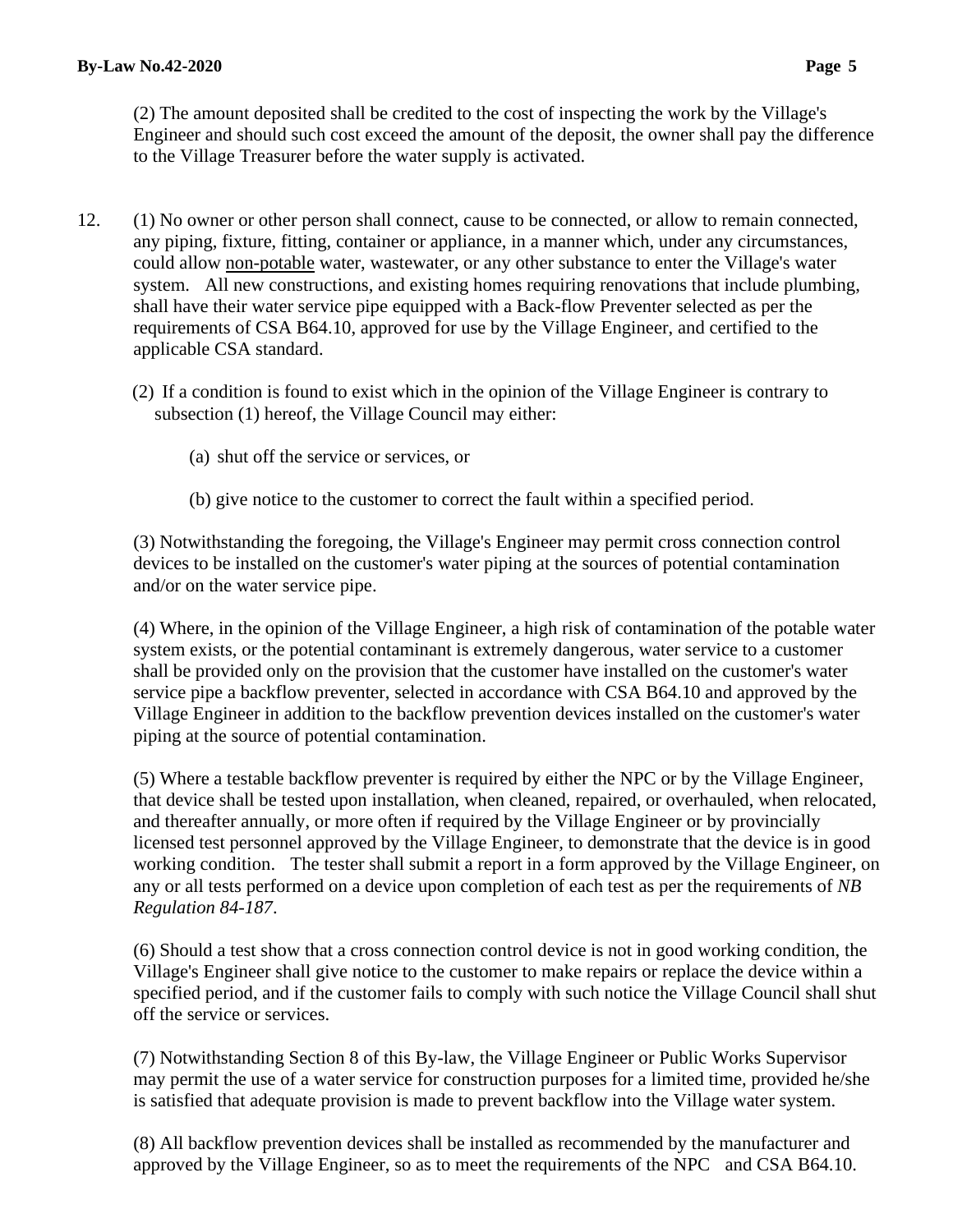(2) The amount deposited shall be credited to the cost of inspecting the work by the Village's Engineer and should such cost exceed the amount of the deposit, the owner shall pay the difference to the Village Treasurer before the water supply is activated.

12. (1) No owner or other person shall connect, cause to be connected, or allow to remain connected, any piping, fixture, fitting, container or appliance, in a manner which, under any circumstances, could allow non-potable water, wastewater, or any other substance to enter the Village's water system. All new constructions, and existing homes requiring renovations that include plumbing, shall have their water service pipe equipped with a Back-flow Preventer selected as per the requirements of CSA B64.10, approved for use by the Village Engineer, and certified to the applicable CSA standard.

(2) If a condition is found to exist which in the opinion of the Village Engineer is contrary to subsection (1) hereof, the Village Council may either:

(a) shut off the service or services, or

(b) give notice to the customer to correct the fault within a specified period.

(3) Notwithstanding the foregoing, the Village's Engineer may permit cross connection control devices to be installed on the customer's water piping at the sources of potential contamination and/or on the water service pipe.

(4) Where, in the opinion of the Village Engineer, a high risk of contamination of the potable water system exists, or the potential contaminant is extremely dangerous, water service to a customer shall be provided only on the provision that the customer have installed on the customer's water service pipe a backflow preventer, selected in accordance with CSA B64.10 and approved by the Village Engineer in addition to the backflow prevention devices installed on the customer's water piping at the source of potential contamination.

(5) Where a testable backflow preventer is required by either the NPC or by the Village Engineer, that device shall be tested upon installation, when cleaned, repaired, or overhauled, when relocated, and thereafter annually, or more often if required by the Village Engineer or by provincially licensed test personnel approved by the Village Engineer, to demonstrate that the device is in good working condition. The tester shall submit a report in a form approved by the Village Engineer, on any or all tests performed on a device upon completion of each test as per the requirements of *NB Regulation 84-187*.

(6) Should a test show that a cross connection control device is not in good working condition, the Village's Engineer shall give notice to the customer to make repairs or replace the device within a specified period, and if the customer fails to comply with such notice the Village Council shall shut off the service or services.

(7) Notwithstanding Section 8 of this By-law, the Village Engineer or Public Works Supervisor may permit the use of a water service for construction purposes for a limited time, provided he/she is satisfied that adequate provision is made to prevent backflow into the Village water system.

(8) All backflow prevention devices shall be installed as recommended by the manufacturer and approved by the Village Engineer, so as to meet the requirements of the NPC and CSA B64.10.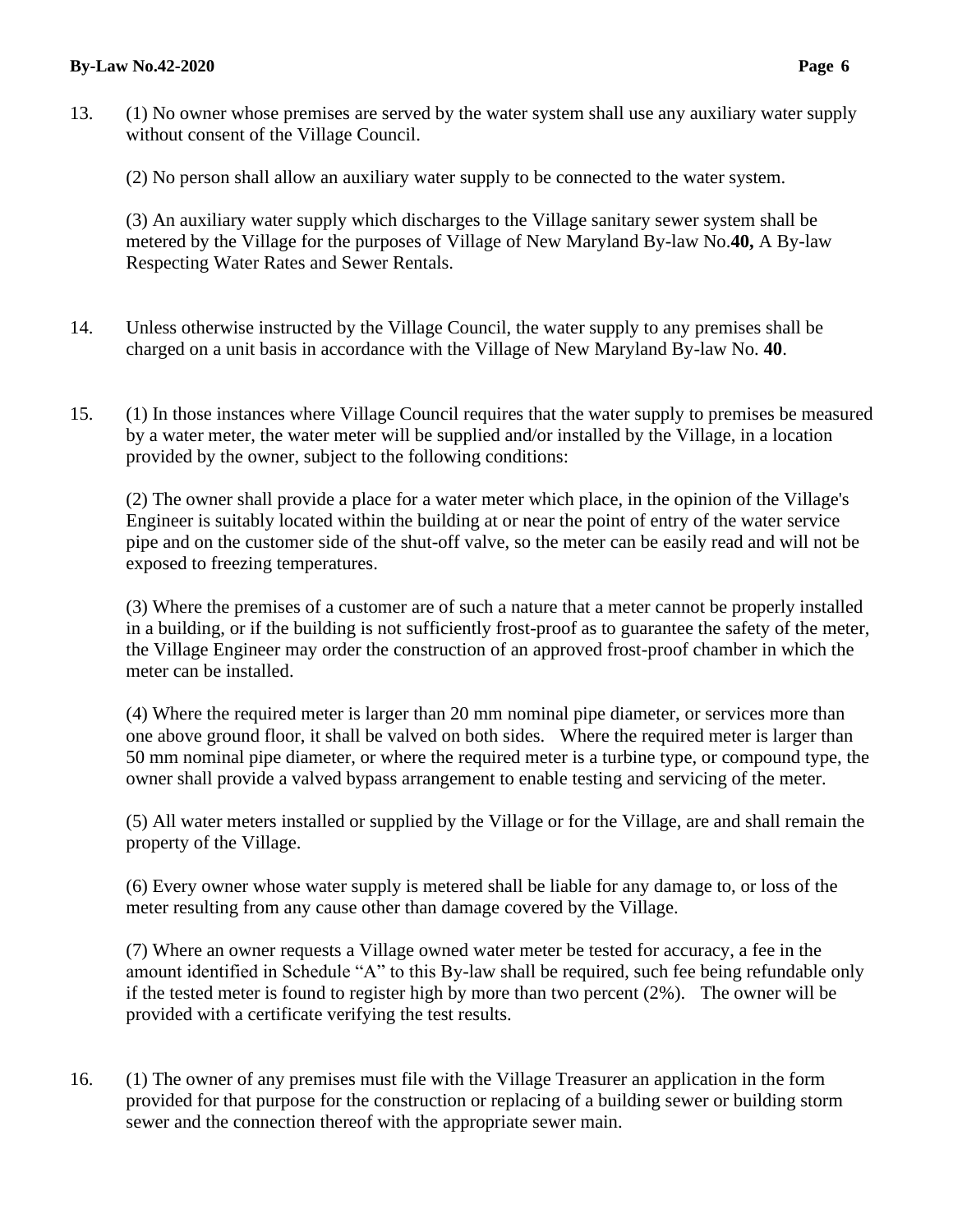13. (1) No owner whose premises are served by the water system shall use any auxiliary water supply without consent of the Village Council.

    (2) No person shall allow an auxiliary water supply to be connected to the water system.

    (3) An auxiliary water supply which discharges to the Village sanitary sewer system shall be metered by the Village for the purposes of Village of New Maryland By-law No.**40,** A By-law Respecting Water Rates and Sewer Rentals.

14. Unless otherwise instructed by the Village Council, the water supply to any premises shall be charged on a unit basis in accordance with the Village of New Maryland By-law No. **40**.

15. (1) In those instances where Village Council requires that the water supply to premises be measured by a water meter, the water meter will be supplied and/or installed by the Village, in a location provided by the owner, subject to the following conditions:

    (2) The owner shall provide a place for a water meter which place, in the opinion of the Village's Engineer is suitably located within the building at or near the point of entry of the water service pipe and on the customer side of the shut-off valve, so the meter can be easily read and will not be exposed to freezing temperatures.

    (3) Where the premises of a customer are of such a nature that a meter cannot be properly installed in a building, or if the building is not sufficiently frost-proof as to guarantee the safety of the meter, the Village Engineer may order the construction of an approved frost-proof chamber in which the meter can be installed.

    (4) Where the required meter is larger than 20 mm nominal pipe diameter, or services more than one above ground floor, it shall be valved on both sides. Where the required meter is larger than 50 mm nominal pipe diameter, or where the required meter is a turbine type, or compound type, the owner shall provide a valved bypass arrangement to enable testing and servicing of the meter.

    (5) All water meters installed or supplied by the Village or for the Village, are and shall remain the property of the Village.

    (6) Every owner whose water supply is metered shall be liable for any damage to, or loss of the meter resulting from any cause other than damage covered by the Village.

    (7) Where an owner requests a Village owned water meter be tested for accuracy, a fee in the amount identified in Schedule "A" to this By-law shall be required, such fee being refundable only if the tested meter is found to register high by more than two percent (2%). The owner will be provided with a certificate verifying the test results.

16. (1) The owner of any premises must file with the Village Treasurer an application in the form provided for that purpose for the construction or replacing of a building sewer or building storm sewer and the connection thereof with the appropriate sewer main.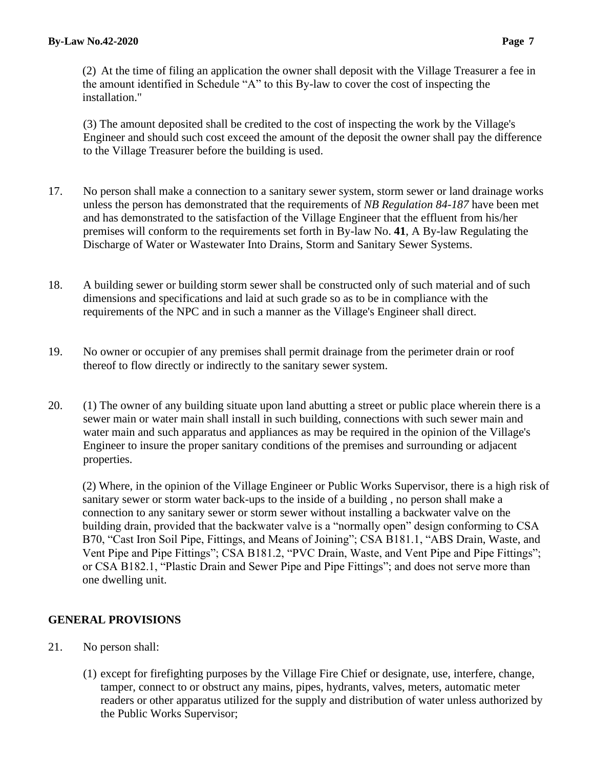(2) At the time of filing an application the owner shall deposit with the Village Treasurer a fee in the amount identified in Schedule "A" to this By-law to cover the cost of inspecting the installation."

(3) The amount deposited shall be credited to the cost of inspecting the work by the Village's Engineer and should such cost exceed the amount of the deposit the owner shall pay the difference to the Village Treasurer before the building is used.

17. No person shall make a connection to a sanitary sewer system, storm sewer or land drainage works unless the person has demonstrated that the requirements of *NB Regulation 84-187* have been met and has demonstrated to the satisfaction of the Village Engineer that the effluent from his/her premises will conform to the requirements set forth in By-law No. **41**, A By-law Regulating the Discharge of Water or Wastewater Into Drains, Storm and Sanitary Sewer Systems.

18. A building sewer or building storm sewer shall be constructed only of such material and of such dimensions and specifications and laid at such grade so as to be in compliance with the requirements of the NPC and in such a manner as the Village's Engineer shall direct.

19. No owner or occupier of any premises shall permit drainage from the perimeter drain or roof thereof to flow directly or indirectly to the sanitary sewer system.

20. (1) The owner of any building situate upon land abutting a street or public place wherein there is a sewer main or water main shall install in such building, connections with such sewer main and water main and such apparatus and appliances as may be required in the opinion of the Village's Engineer to insure the proper sanitary conditions of the premises and surrounding or adjacent properties.

(2) Where, in the opinion of the Village Engineer or Public Works Supervisor, there is a high risk of sanitary sewer or storm water back-ups to the inside of a building , no person shall make a connection to any sanitary sewer or storm sewer without installing a backwater valve on the building drain, provided that the backwater valve is a "normally open" design conforming to CSA B70, "Cast Iron Soil Pipe, Fittings, and Means of Joining"; CSA B181.1, "ABS Drain, Waste, and Vent Pipe and Pipe Fittings"; CSA B181.2, "PVC Drain, Waste, and Vent Pipe and Pipe Fittings"; or CSA B182.1, "Plastic Drain and Sewer Pipe and Pipe Fittings"; and does not serve more than one dwelling unit.

## GENERAL PROVISIONS

21. No person shall:

(1) except for firefighting purposes by the Village Fire Chief or designate, use, interfere, change, tamper, connect to or obstruct any mains, pipes, hydrants, valves, meters, automatic meter readers or other apparatus utilized for the supply and distribution of water unless authorized by the Public Works Supervisor;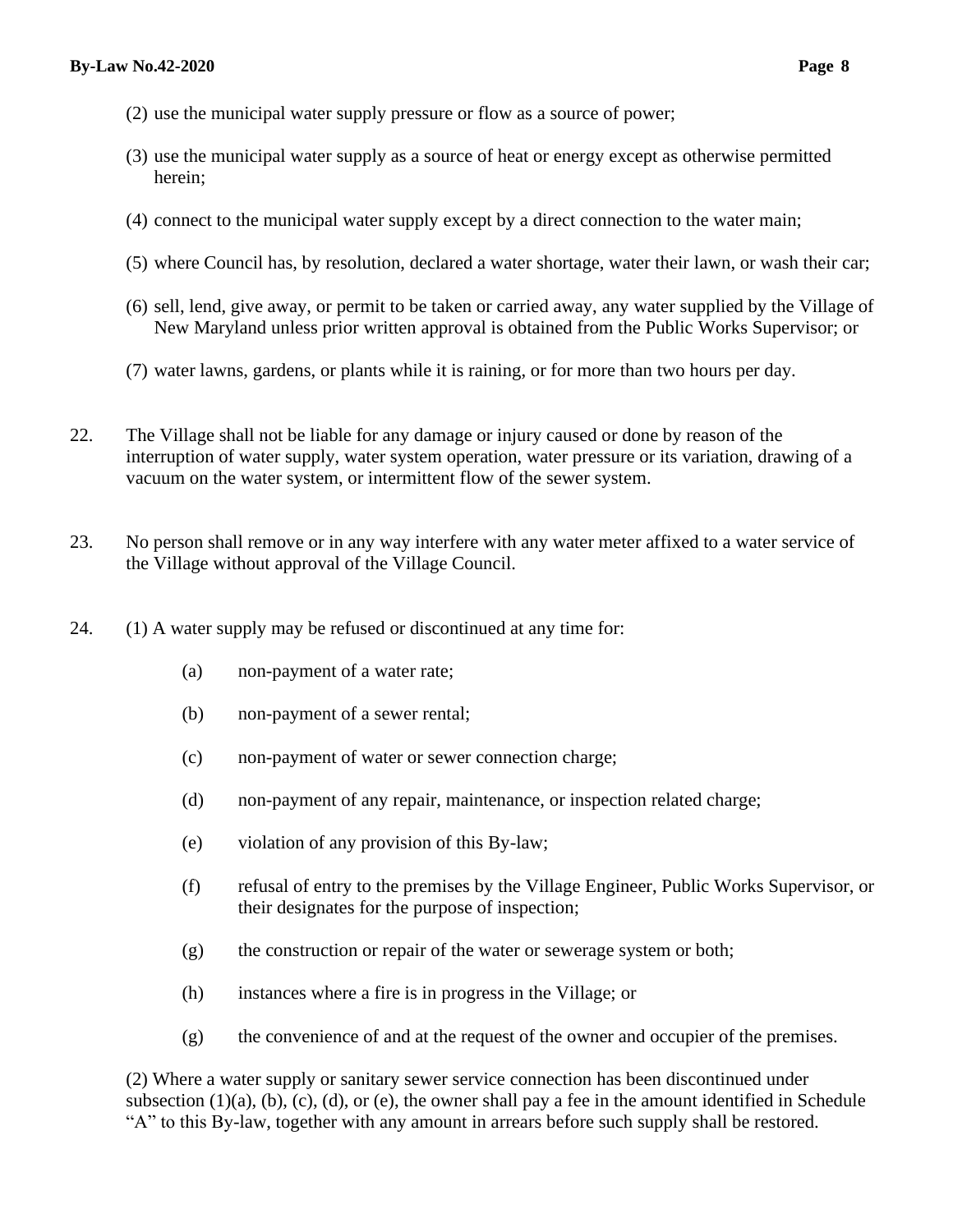(2) use the municipal water supply pressure or flow as a source of power;

(3) use the municipal water supply as a source of heat or energy except as otherwise permitted herein;

(4) connect to the municipal water supply except by a direct connection to the water main;

(5) where Council has, by resolution, declared a water shortage, water their lawn, or wash their car;

(6) sell, lend, give away, or permit to be taken or carried away, any water supplied by the Village of New Maryland unless prior written approval is obtained from the Public Works Supervisor; or

(7) water lawns, gardens, or plants while it is raining, or for more than two hours per day.

22. The Village shall not be liable for any damage or injury caused or done by reason of the interruption of water supply, water system operation, water pressure or its variation, drawing of a vacuum on the water system, or intermittent flow of the sewer system.

23. No person shall remove or in any way interfere with any water meter affixed to a water service of the Village without approval of the Village Council.

24. (1) A water supply may be refused or discontinued at any time for:

(a) non-payment of a water rate;

(b) non-payment of a sewer rental;

(c) non-payment of water or sewer connection charge;

(d) non-payment of any repair, maintenance, or inspection related charge;

(e) violation of any provision of this By-law;

(f) refusal of entry to the premises by the Village Engineer, Public Works Supervisor, or their designates for the purpose of inspection;

(g) the construction or repair of the water or sewerage system or both;

(h) instances where a fire is in progress in the Village; or

(g) the convenience of and at the request of the owner and occupier of the premises.

(2) Where a water supply or sanitary sewer service connection has been discontinued under subsection (1)(a), (b), (c), (d), or (e), the owner shall pay a fee in the amount identified in Schedule "A" to this By-law, together with any amount in arrears before such supply shall be restored.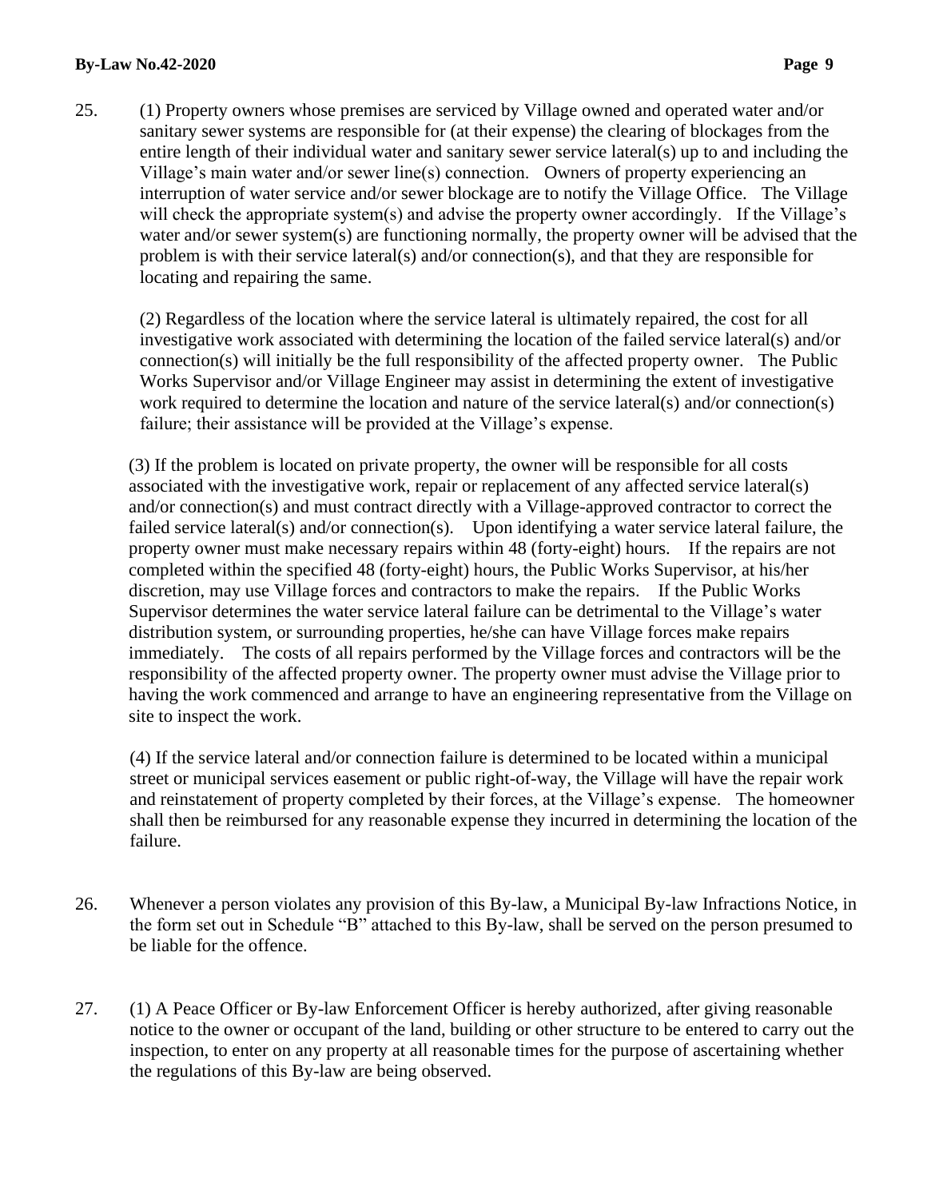25. (1) Property owners whose premises are serviced by Village owned and operated water and/or sanitary sewer systems are responsible for (at their expense) the clearing of blockages from the entire length of their individual water and sanitary sewer service lateral(s) up to and including the Village's main water and/or sewer line(s) connection. Owners of property experiencing an interruption of water service and/or sewer blockage are to notify the Village Office. The Village will check the appropriate system(s) and advise the property owner accordingly. If the Village's water and/or sewer system(s) are functioning normally, the property owner will be advised that the problem is with their service lateral(s) and/or connection(s), and that they are responsible for locating and repairing the same.

   (2) Regardless of the location where the service lateral is ultimately repaired, the cost for all investigative work associated with determining the location of the failed service lateral(s) and/or connection(s) will initially be the full responsibility of the affected property owner. The Public Works Supervisor and/or Village Engineer may assist in determining the extent of investigative work required to determine the location and nature of the service lateral(s) and/or connection(s) failure; their assistance will be provided at the Village's expense.

   (3) If the problem is located on private property, the owner will be responsible for all costs associated with the investigative work, repair or replacement of any affected service lateral(s) and/or connection(s) and must contract directly with a Village-approved contractor to correct the failed service lateral(s) and/or connection(s). Upon identifying a water service lateral failure, the property owner must make necessary repairs within 48 (forty-eight) hours. If the repairs are not completed within the specified 48 (forty-eight) hours, the Public Works Supervisor, at his/her discretion, may use Village forces and contractors to make the repairs. If the Public Works Supervisor determines the water service lateral failure can be detrimental to the Village's water distribution system, or surrounding properties, he/she can have Village forces make repairs immediately. The costs of all repairs performed by the Village forces and contractors will be the responsibility of the affected property owner. The property owner must advise the Village prior to having the work commenced and arrange to have an engineering representative from the Village on site to inspect the work.

   (4) If the service lateral and/or connection failure is determined to be located within a municipal street or municipal services easement or public right-of-way, the Village will have the repair work and reinstatement of property completed by their forces, at the Village's expense. The homeowner shall then be reimbursed for any reasonable expense they incurred in determining the location of the failure.

26. Whenever a person violates any provision of this By-law, a Municipal By-law Infractions Notice, in the form set out in Schedule "B" attached to this By-law, shall be served on the person presumed to be liable for the offence.

27. (1) A Peace Officer or By-law Enforcement Officer is hereby authorized, after giving reasonable notice to the owner or occupant of the land, building or other structure to be entered to carry out the inspection, to enter on any property at all reasonable times for the purpose of ascertaining whether the regulations of this By-law are being observed.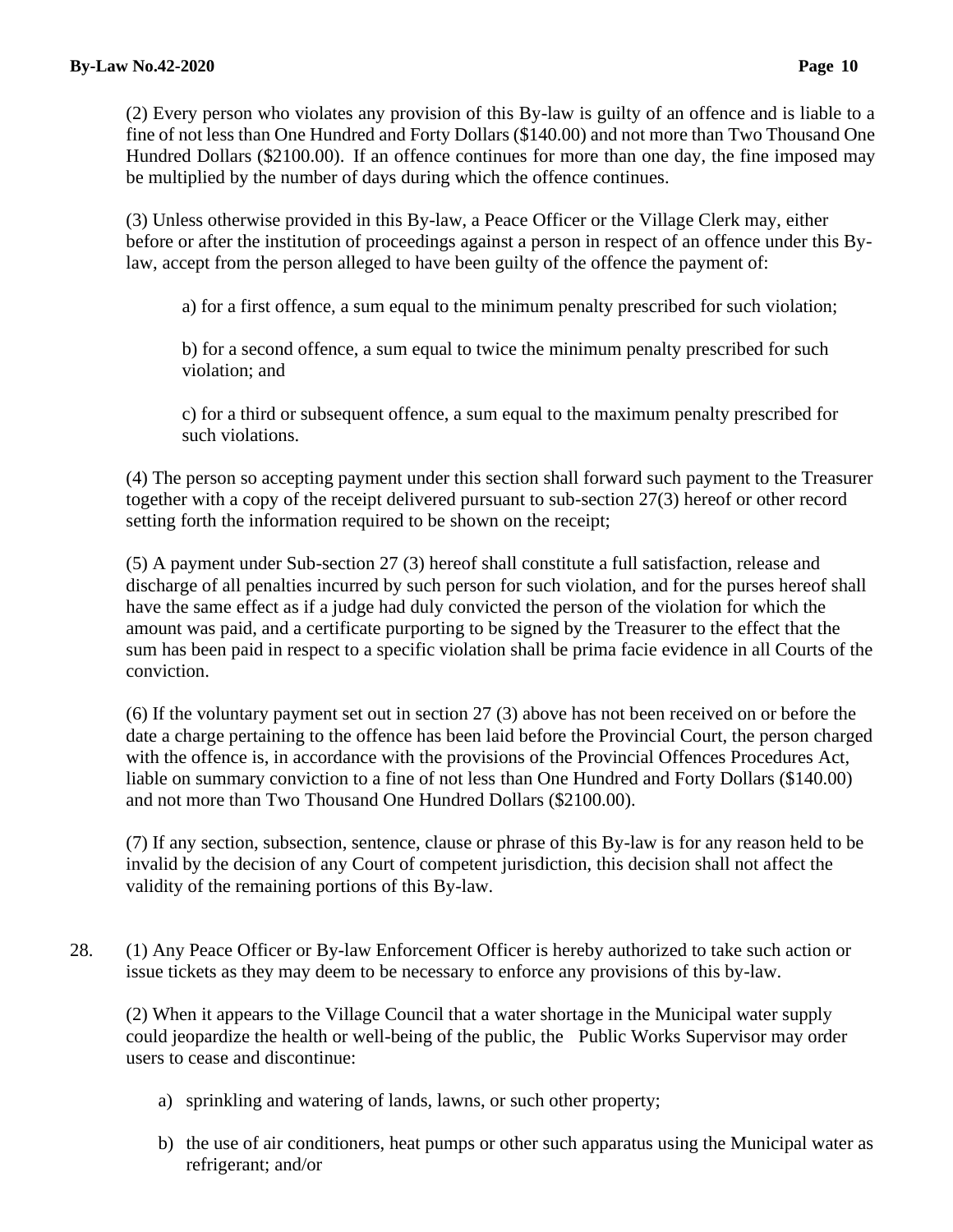(2) Every person who violates any provision of this By-law is guilty of an offence and is liable to a fine of not less than One Hundred and Forty Dollars ($140.00) and not more than Two Thousand One Hundred Dollars ($2100.00). If an offence continues for more than one day, the fine imposed may be multiplied by the number of days during which the offence continues.

(3) Unless otherwise provided in this By-law, a Peace Officer or the Village Clerk may, either before or after the institution of proceedings against a person in respect of an offence under this By-law, accept from the person alleged to have been guilty of the offence the payment of:

a) for a first offence, a sum equal to the minimum penalty prescribed for such violation;

b) for a second offence, a sum equal to twice the minimum penalty prescribed for such violation; and

c) for a third or subsequent offence, a sum equal to the maximum penalty prescribed for such violations.

(4) The person so accepting payment under this section shall forward such payment to the Treasurer together with a copy of the receipt delivered pursuant to sub-section 27(3) hereof or other record setting forth the information required to be shown on the receipt;

(5) A payment under Sub-section 27 (3) hereof shall constitute a full satisfaction, release and discharge of all penalties incurred by such person for such violation, and for the purses hereof shall have the same effect as if a judge had duly convicted the person of the violation for which the amount was paid, and a certificate purporting to be signed by the Treasurer to the effect that the sum has been paid in respect to a specific violation shall be prima facie evidence in all Courts of the conviction.

(6) If the voluntary payment set out in section 27 (3) above has not been received on or before the date a charge pertaining to the offence has been laid before the Provincial Court, the person charged with the offence is, in accordance with the provisions of the Provincial Offences Procedures Act, liable on summary conviction to a fine of not less than One Hundred and Forty Dollars ($140.00) and not more than Two Thousand One Hundred Dollars ($2100.00).

(7) If any section, subsection, sentence, clause or phrase of this By-law is for any reason held to be invalid by the decision of any Court of competent jurisdiction, this decision shall not affect the validity of the remaining portions of this By-law.

28. (1) Any Peace Officer or By-law Enforcement Officer is hereby authorized to take such action or issue tickets as they may deem to be necessary to enforce any provisions of this by-law.

(2) When it appears to the Village Council that a water shortage in the Municipal water supply could jeopardize the health or well-being of the public, the Public Works Supervisor may order users to cease and discontinue:

a) sprinkling and watering of lands, lawns, or such other property;

b) the use of air conditioners, heat pumps or other such apparatus using the Municipal water as refrigerant; and/or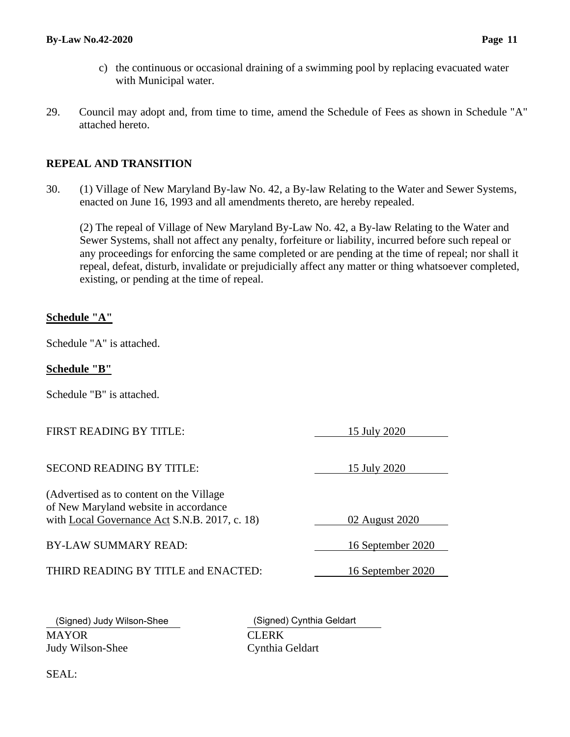c) the continuous or occasional draining of a swimming pool by replacing evacuated water with Municipal water.

29. Council may adopt and, from time to time, amend the Schedule of Fees as shown in Schedule "A" attached hereto.

## REPEAL AND TRANSITION

30. (1) Village of New Maryland By-law No. 42, a By-law Relating to the Water and Sewer Systems, enacted on June 16, 1993 and all amendments thereto, are hereby repealed.

(2) The repeal of Village of New Maryland By-Law No. 42, a By-law Relating to the Water and Sewer Systems, shall not affect any penalty, forfeiture or liability, incurred before such repeal or any proceedings for enforcing the same completed or are pending at the time of repeal; nor shall it repeal, defeat, disturb, invalidate or prejudicially affect any matter or thing whatsoever completed, existing, or pending at the time of repeal.

**Schedule "A"**

Schedule "A" is attached.

**Schedule "B"**

Schedule "B" is attached.

| | |
|---|---|
| FIRST READING BY TITLE: | 15 July 2020 |
| SECOND READING BY TITLE: | 15 July 2020 |
| (Advertised as to content on the Village of New Maryland website in accordance with Local Governance Act S.N.B. 2017, c. 18) | 02 August 2020 |
| BY-LAW SUMMARY READ: | 16 September 2020 |
| THIRD READING BY TITLE and ENACTED: | 16 September 2020 |

(Signed) Judy Wilson-Shee
MAYOR
Judy Wilson-Shee

(Signed) Cynthia Geldart
CLERK
Cynthia Geldart

SEAL: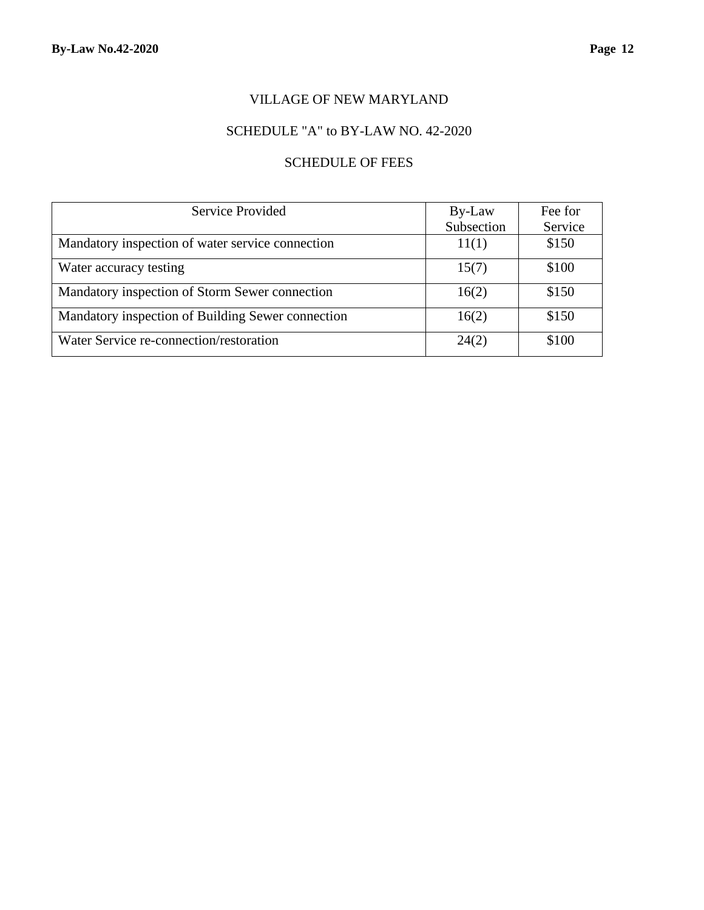VILLAGE OF NEW MARYLAND

SCHEDULE "A" to BY-LAW NO. 42-2020

SCHEDULE OF FEES

| Service Provided | By-Law Subsection | Fee for Service |
| --- | --- | --- |
| Mandatory inspection of water service connection | 11(1) | $150 |
| Water accuracy testing | 15(7) | $100 |
| Mandatory inspection of Storm Sewer connection | 16(2) | $150 |
| Mandatory inspection of Building Sewer connection | 16(2) | $150 |
| Water Service re-connection/restoration | 24(2) | $100 |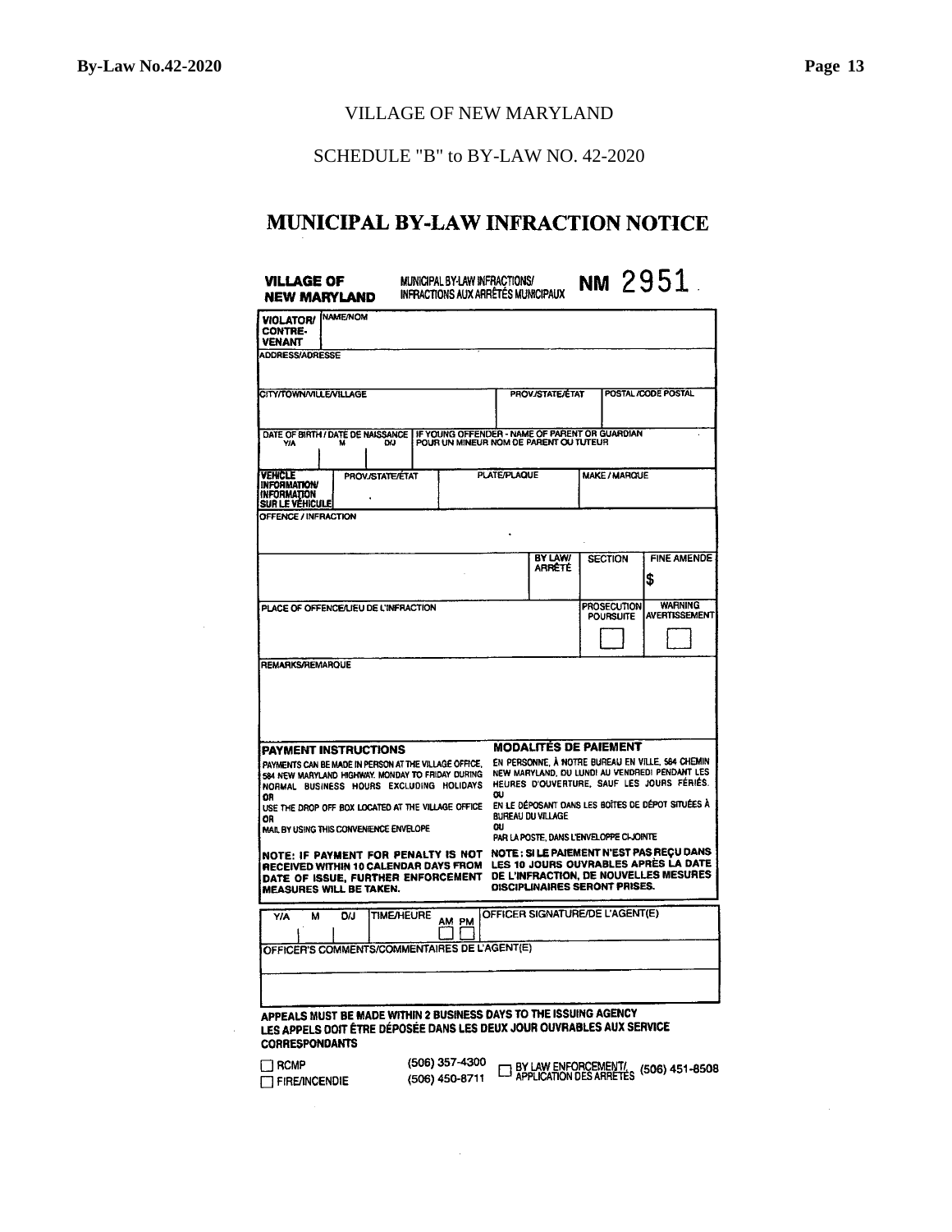VILLAGE OF NEW MARYLAND

SCHEDULE "B" to BY-LAW NO. 42-2020

# MUNICIPAL BY-LAW INFRACTION NOTICE

**VILLAGE OF NEW MARYLAND** MUNICIPAL BY-LAW INFRACTIONS/ INFRACTIONS AUX ARRÊTÉS MUNICIPAUX **NM 2951**

| | | | | | |
|---|---|---|---|---|---|
| **VIOLATOR/ CONTRE-VENANT** | NAME/NOM | | | | |
| ADDRESS/ADRESSE | | | | | |
| CITY/TOWN/VILLE/VILLAGE | | | PROV./STATE/ÉTAT | POSTAL /CODE POSTAL | |
| DATE OF BIRTH / DATE DE NAISSANCE Y/A M D/J | IF YOUNG OFFENDER - NAME OF PARENT OR GUARDIAN POUR UN MINEUR NOM DE PARENT OU TUTEUR | | | | |
| **VEHICLE INFORMATION/ INFORMATION SUR LE VÉHICULE** | PROV./STATE/ÉTAT | PLATE/PLAQUE | | MAKE / MARQUE | |
| OFFENCE / INFRACTION | | | | | |
| | | | BY LAW/ ARRÊTÉ | SECTION | FINE AMENDE $ |
| PLACE OF OFFENCE/LIEU DE L'INFRACTION | | | | PROSECUTION POURSUITE ☐ | WARNING AVERTISSEMENT ☐ |
| REMARKS/REMARQUE | | | | | |

**PAYMENT INSTRUCTIONS**

PAYMENTS CAN BE MADE IN PERSON AT THE VILLAGE OFFICE, 584 NEW MARYLAND HIGHWAY. MONDAY TO FRIDAY DURING NORMAL BUSINESS HOURS EXCLUDING HOLIDAYS
OR
USE THE DROP OFF BOX LOCATED AT THE VILLAGE OFFICE
OR
MAIL BY USING THIS CONVENIENCE ENVELOPE

**NOTE: IF PAYMENT FOR PENALTY IS NOT RECEIVED WITHIN 10 CALENDAR DAYS FROM DATE OF ISSUE, FURTHER ENFORCEMENT MEASURES WILL BE TAKEN.**

**MODALITÉS DE PAIEMENT**

EN PERSONNE, À NOTRE BUREAU EN VILLE, 584 CHEMIN NEW MARYLAND, DU LUNDI AU VENDREDI PENDANT LES HEURES D'OUVERTURE, SAUF LES JOURS FÉRIÉS.
OU
EN LE DÉPOSANT DANS LES BOÎTES DE DÉPÔT SITUÉES À BUREAU DU VILLAGE
OU
PAR LA POSTE, DANS L'ENVELOPPE CI-JOINTE

**NOTE : SI LE PAIEMENT N'EST PAS REÇU DANS LES 10 JOURS OUVRABLES APRÈS LA DATE DE L'INFRACTION, DE NOUVELLES MESURES DISCIPLINAIRES SERONT PRISES.**

| | | |
|---|---|---|
| Y/A M D/J | TIME/HEURE AM ☐ PM ☐ | OFFICER SIGNATURE/DE L'AGENT(E) |
| OFFICER'S COMMENTS/COMMENTAIRES DE L'AGENT(E) | | |

**APPEALS MUST BE MADE WITHIN 2 BUSINESS DAYS TO THE ISSUING AGENCY**
**LES APPELS DOIT ÊTRE DÉPOSÉE DANS LES DEUX JOUR OUVRABLES AUX SERVICE CORRESPONDANTS**

☐ RCMP (506) 357-4300
☐ FIRE/INCENDIE (506) 450-8711
☐ BY LAW ENFORCEMENT/ APPLICATION DES ARRÊTÉS (506) 451-8508